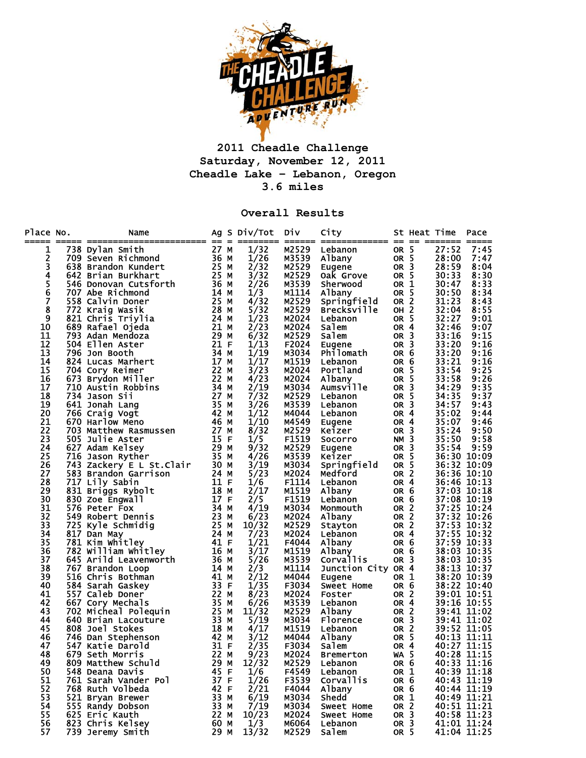# 2011 Cheadle Challenge

**Saturday, November 12, 2011**

**Cheadle Lake - Lebanon, Oregon**

**3.6 miles**

## Overall Results

| Place | No. | Name | Ag | S | Div/Tot | Div | City | St | Heat | Time | Pace |
|---|---|---|---|---|---|---|---|---|---|---|---|
| 1 | 738 | Dylan Smith | 27 | M | 1/32 | M2529 | Lebanon | OR | 5 | 27:52 | 7:45 |
| 2 | 709 | Seven Richmond | 36 | M | 1/26 | M3539 | Albany | OR | 5 | 28:00 | 7:47 |
| 3 | 638 | Brandon Kundert | 25 | M | 2/32 | M2529 | Eugene | OR | 3 | 28:59 | 8:04 |
| 4 | 642 | Brian Burkhart | 25 | M | 3/32 | M2529 | Oak Grove | OR | 5 | 30:33 | 8:30 |
| 5 | 546 | Donovan Cutsforth | 36 | M | 2/26 | M3539 | Sherwood | OR | 1 | 30:47 | 8:33 |
| 6 | 707 | Abe Richmond | 14 | M | 1/3 | M1114 | Albany | OR | 5 | 30:50 | 8:34 |
| 7 | 558 | Calvin Doner | 25 | M | 4/32 | M2529 | Springfield | OR | 2 | 31:23 | 8:43 |
| 8 | 772 | Kraig Wasik | 28 | M | 5/32 | M2529 | Brecksville | OH | 2 | 32:04 | 8:55 |
| 9 | 821 | Chris Triylia | 24 | M | 1/23 | M2024 | Lebanon | OR | 5 | 32:27 | 9:01 |
| 10 | 689 | Rafael Ojeda | 21 | M | 2/23 | M2024 | Salem | OR | 4 | 32:46 | 9:07 |
| 11 | 793 | Adan Mendoza | 29 | M | 6/32 | M2529 | Salem | OR | 3 | 33:16 | 9:15 |
| 12 | 504 | Ellen Aster | 21 | F | 1/13 | F2024 | Eugene | OR | 3 | 33:20 | 9:16 |
| 13 | 796 | Jon Booth | 34 | M | 1/19 | M3034 | Philomath | OR | 6 | 33:20 | 9:16 |
| 14 | 824 | Lucas Marhert | 17 | M | 1/17 | M1519 | Lebanon | OR | 6 | 33:21 | 9:16 |
| 15 | 704 | Cory Reimer | 22 | M | 3/23 | M2024 | Portland | OR | 5 | 33:54 | 9:25 |
| 16 | 673 | Brydon Miller | 22 | M | 4/23 | M2024 | Albany | OR | 5 | 33:58 | 9:26 |
| 17 | 710 | Austin Robbins | 34 | M | 2/19 | M3034 | Aumsville | OR | 3 | 34:29 | 9:35 |
| 18 | 734 | Jason Sii | 27 | M | 7/32 | M2529 | Lebanon | OR | 5 | 34:35 | 9:37 |
| 19 | 641 | Jonah Lang | 35 | M | 3/26 | M3539 | Lebanon | OR | 3 | 34:57 | 9:43 |
| 20 | 766 | Craig Vogt | 42 | M | 1/12 | M4044 | Lebanon | OR | 4 | 35:02 | 9:44 |
| 21 | 670 | Harlow Meno | 46 | M | 1/10 | M4549 | Eugene | OR | 4 | 35:07 | 9:46 |
| 22 | 703 | Matthew Rasmussen | 27 | M | 8/32 | M2529 | Keizer | OR | 3 | 35:24 | 9:50 |
| 23 | 505 | Julie Aster | 15 | F | 1/5 | F1519 | Socorro | NM | 3 | 35:50 | 9:58 |
| 24 | 627 | Adam Kelsey | 29 | M | 9/32 | M2529 | Eugene | OR | 3 | 35:54 | 9:59 |
| 25 | 716 | Jason Ryther | 35 | M | 4/26 | M3539 | Keizer | OR | 5 | 36:30 | 10:09 |
| 26 | 743 | Zackery E L St.Clair | 30 | M | 3/19 | M3034 | Springfield | OR | 5 | 36:32 | 10:09 |
| 27 | 583 | Brandon Garrison | 24 | M | 5/23 | M2024 | Medford | OR | 2 | 36:36 | 10:10 |
| 28 | 717 | Lily Sabin | 11 | F | 1/6 | F1114 | Lebanon | OR | 4 | 36:46 | 10:13 |
| 29 | 831 | Briggs Rybolt | 18 | M | 2/17 | M1519 | Albany | OR | 6 | 37:03 | 10:18 |
| 30 | 830 | Zoe Engwall | 17 | F | 2/5 | F1519 | Lebanon | OR | 6 | 37:08 | 10:19 |
| 31 | 576 | Peter Fox | 34 | M | 4/19 | M3034 | Monmouth | OR | 2 | 37:25 | 10:24 |
| 32 | 549 | Robert Dennis | 23 | M | 6/23 | M2024 | Albany | OR | 2 | 37:32 | 10:26 |
| 33 | 725 | Kyle Schmidig | 25 | M | 10/32 | M2529 | Stayton | OR | 2 | 37:53 | 10:32 |
| 34 | 817 | Dan May | 24 | M | 7/23 | M2024 | Lebanon | OR | 4 | 37:55 | 10:32 |
| 35 | 781 | Kim Whitley | 41 | F | 1/21 | F4044 | Albany | OR | 6 | 37:59 | 10:33 |
| 36 | 782 | William Whitley | 16 | M | 3/17 | M1519 | Albany | OR | 6 | 38:03 | 10:35 |
| 37 | 645 | Arild Leavenworth | 36 | M | 5/26 | M3539 | Corvallis | OR | 3 | 38:03 | 10:35 |
| 38 | 767 | Brandon Loop | 14 | M | 2/3 | M1114 | Junction City | OR | 4 | 38:13 | 10:37 |
| 39 | 516 | Chris Bothman | 41 | M | 2/12 | M4044 | Eugene | OR | 1 | 38:20 | 10:39 |
| 40 | 584 | Sarah Gaskey | 33 | F | 1/35 | F3034 | Sweet Home | OR | 6 | 38:22 | 10:40 |
| 41 | 557 | Caleb Doner | 22 | M | 8/23 | M2024 | Foster | OR | 2 | 39:01 | 10:51 |
| 42 | 667 | Cory Mechals | 35 | M | 6/26 | M3539 | Lebanon | OR | 4 | 39:16 | 10:55 |
| 43 | 702 | Micheal Polequin | 25 | M | 11/32 | M2529 | Albany | OR | 2 | 39:41 | 11:02 |
| 44 | 640 | Brian Lacouture | 33 | M | 5/19 | M3034 | Florence | OR | 3 | 39:41 | 11:02 |
| 45 | 808 | Joel Stokes | 18 | M | 4/17 | M1519 | Lebanon | OR | 2 | 39:52 | 11:05 |
| 46 | 746 | Dan Stephenson | 42 | M | 3/12 | M4044 | Albany | OR | 5 | 40:13 | 11:11 |
| 47 | 547 | Katie Darold | 31 | F | 2/35 | F3034 | Salem | OR | 4 | 40:27 | 11:15 |
| 48 | 679 | Seth Morris | 22 | M | 9/23 | M2024 | Bremerton | WA | 5 | 40:28 | 11:15 |
| 49 | 809 | Matthew Schuld | 29 | M | 12/32 | M2529 | Lebanon | OR | 6 | 40:33 | 11:16 |
| 50 | 548 | Deana Davis | 45 | F | 1/6 | F4549 | Lebanon | OR | 1 | 40:39 | 11:18 |
| 51 | 761 | Sarah Vander Pol | 37 | F | 1/26 | F3539 | Corvallis | OR | 6 | 40:43 | 11:19 |
| 52 | 768 | Ruth Volbeda | 42 | F | 2/21 | F4044 | Albany | OR | 6 | 40:44 | 11:19 |
| 53 | 521 | Bryan Brewer | 33 | M | 6/19 | M3034 | Shedd | OR | 1 | 40:49 | 11:21 |
| 54 | 555 | Randy Dobson | 33 | M | 7/19 | M3034 | Sweet Home | OR | 2 | 40:51 | 11:21 |
| 55 | 625 | Eric Kauth | 22 | M | 10/23 | M2024 | Sweet Home | OR | 3 | 40:58 | 11:23 |
| 56 | 823 | Chris Kelsey | 60 | M | 1/3 | M6064 | Lebanon | OR | 3 | 41:01 | 11:24 |
| 57 | 739 | Jeremy Smith | 29 | M | 13/32 | M2529 | Salem | OR | 5 | 41:04 | 11:25 |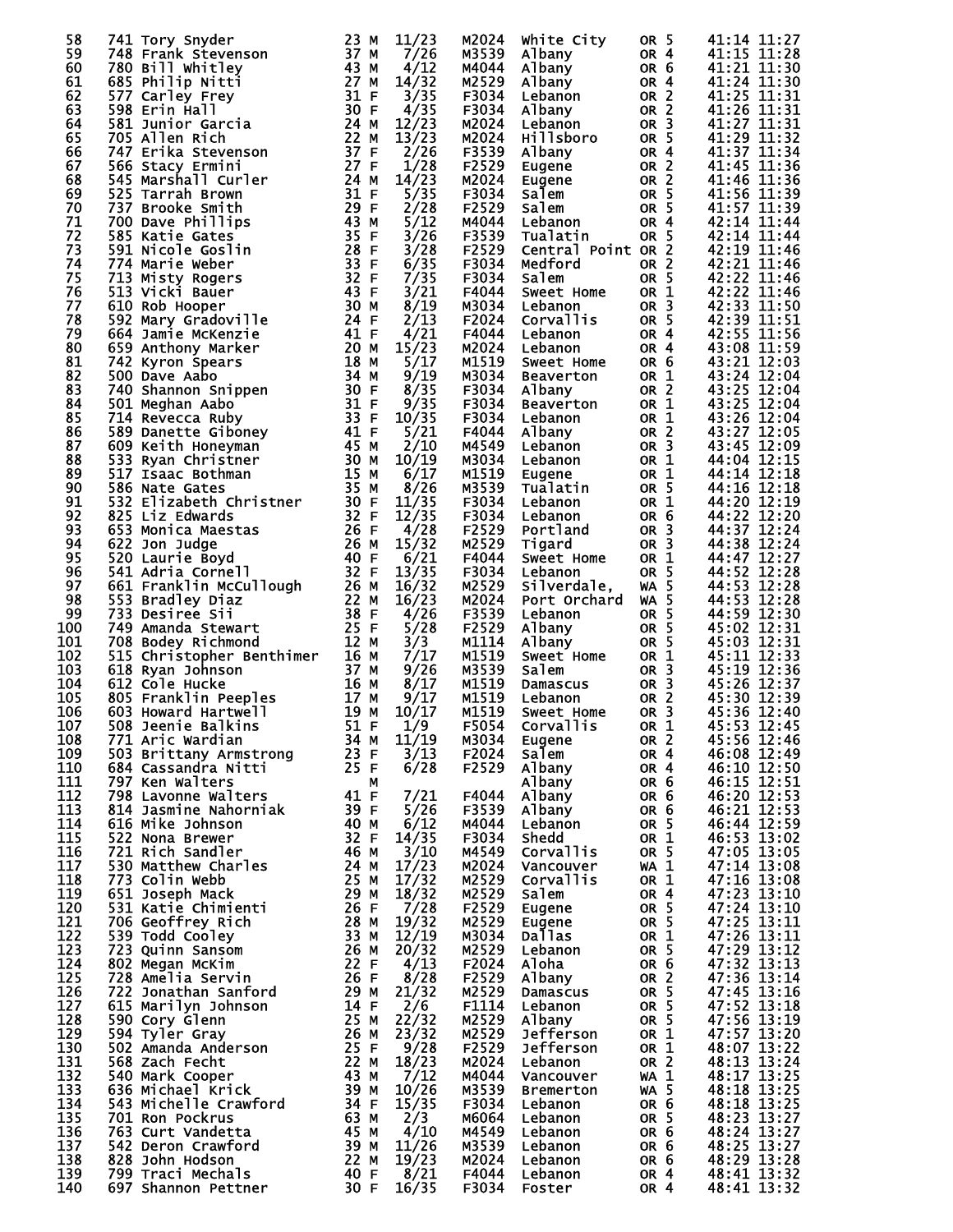| Place | Bib | Name | Age | Sex | Div Place | Division | City | State | Team | Time | Pace |
|---|---|---|---|---|---|---|---|---|---|---|---|
| 58 | 741 | Tory Snyder | 23 | M | 11/23 | M2024 | White City | OR | 5 | 41:14 | 11:27 |
| 59 | 748 | Frank Stevenson | 37 | M | 7/26 | M3539 | Albany | OR | 4 | 41:15 | 11:28 |
| 60 | 780 | Bill Whitley | 43 | M | 4/12 | M4044 | Albany | OR | 6 | 41:21 | 11:30 |
| 61 | 685 | Philip Nitti | 27 | M | 14/32 | M2529 | Albany | OR | 4 | 41:24 | 11:30 |
| 62 | 577 | Carley Frey | 31 | F | 3/35 | F3034 | Lebanon | OR | 2 | 41:25 | 11:31 |
| 63 | 598 | Erin Hall | 30 | F | 4/35 | F3034 | Albany | OR | 2 | 41:26 | 11:31 |
| 64 | 581 | Junior Garcia | 24 | M | 12/23 | M2024 | Lebanon | OR | 3 | 41:27 | 11:31 |
| 65 | 705 | Allen Rich | 22 | M | 13/23 | M2024 | Hillsboro | OR | 5 | 41:29 | 11:32 |
| 66 | 747 | Erika Stevenson | 37 | F | 2/26 | F3539 | Albany | OR | 4 | 41:37 | 11:34 |
| 67 | 566 | Stacy Ermini | 27 | F | 1/28 | F2529 | Eugene | OR | 2 | 41:45 | 11:36 |
| 68 | 545 | Marshall Curler | 24 | M | 14/23 | M2024 | Eugene | OR | 2 | 41:46 | 11:36 |
| 69 | 525 | Tarrah Brown | 31 | F | 5/35 | F3034 | Salem | OR | 5 | 41:56 | 11:39 |
| 70 | 737 | Brooke Smith | 29 | F | 2/28 | F2529 | Salem | OR | 5 | 41:57 | 11:39 |
| 71 | 700 | Dave Phillips | 43 | M | 5/12 | M4044 | Lebanon | OR | 4 | 42:14 | 11:44 |
| 72 | 585 | Katie Gates | 35 | F | 3/26 | F3539 | Tualatin | OR | 5 | 42:14 | 11:44 |
| 73 | 591 | Nicole Goslin | 28 | F | 3/28 | F2529 | Central Point | OR | 2 | 42:19 | 11:46 |
| 74 | 774 | Marie Weber | 33 | F | 6/35 | F3034 | Medford | OR | 2 | 42:21 | 11:46 |
| 75 | 713 | Misty Rogers | 32 | F | 7/35 | F3034 | Salem | OR | 5 | 42:22 | 11:46 |
| 76 | 513 | Vicki Bauer | 43 | F | 3/21 | F4044 | Sweet Home | OR | 1 | 42:22 | 11:46 |
| 77 | 610 | Rob Hooper | 30 | M | 8/19 | M3034 | Lebanon | OR | 3 | 42:33 | 11:50 |
| 78 | 592 | Mary Gradoville | 24 | F | 2/13 | F2024 | Corvallis | OR | 5 | 42:39 | 11:51 |
| 79 | 664 | Jamie McKenzie | 41 | F | 4/21 | F4044 | Lebanon | OR | 4 | 42:55 | 11:56 |
| 80 | 659 | Anthony Marker | 20 | M | 15/23 | M2024 | Lebanon | OR | 4 | 43:08 | 11:59 |
| 81 | 742 | Kyron Spears | 18 | M | 5/17 | M1519 | Sweet Home | OR | 6 | 43:21 | 12:03 |
| 82 | 500 | Dave Aabo | 34 | M | 9/19 | M3034 | Beaverton | OR | 1 | 43:24 | 12:04 |
| 83 | 740 | Shannon Snippen | 30 | F | 8/35 | F3034 | Albany | OR | 2 | 43:25 | 12:04 |
| 84 | 501 | Meghan Aabo | 31 | F | 9/35 | F3034 | Beaverton | OR | 1 | 43:25 | 12:04 |
| 85 | 714 | Revecca Ruby | 33 | F | 10/35 | F3034 | Lebanon | OR | 1 | 43:26 | 12:04 |
| 86 | 589 | Danette Giboney | 41 | F | 5/21 | F4044 | Albany | OR | 2 | 43:27 | 12:05 |
| 87 | 609 | Keith Honeyman | 45 | M | 2/10 | M4549 | Lebanon | OR | 3 | 43:45 | 12:09 |
| 88 | 533 | Ryan Christner | 30 | M | 10/19 | M3034 | Lebanon | OR | 1 | 44:04 | 12:15 |
| 89 | 517 | Isaac Bothman | 15 | M | 6/17 | M1519 | Eugene | OR | 1 | 44:14 | 12:18 |
| 90 | 586 | Nate Gates | 35 | M | 8/26 | M3539 | Tualatin | OR | 5 | 44:16 | 12:18 |
| 91 | 532 | Elizabeth Christner | 30 | F | 11/35 | F3034 | Lebanon | OR | 1 | 44:20 | 12:19 |
| 92 | 825 | Liz Edwards | 32 | F | 12/35 | F3034 | Lebanon | OR | 6 | 44:22 | 12:20 |
| 93 | 653 | Monica Maestas | 26 | F | 4/28 | F2529 | Portland | OR | 3 | 44:37 | 12:24 |
| 94 | 622 | Jon Judge | 26 | M | 15/32 | M2529 | Tigard | OR | 3 | 44:38 | 12:24 |
| 95 | 520 | Laurie Boyd | 40 | F | 6/21 | F4044 | Sweet Home | OR | 1 | 44:47 | 12:27 |
| 96 | 541 | Adria Cornell | 32 | F | 13/35 | F3034 | Lebanon | OR | 5 | 44:52 | 12:28 |
| 97 | 661 | Franklin McCullough | 26 | M | 16/32 | M2529 | Silverdale, | WA | 5 | 44:53 | 12:28 |
| 98 | 553 | Bradley Diaz | 22 | M | 16/23 | M2024 | Port Orchard | WA | 5 | 44:53 | 12:28 |
| 99 | 733 | Desiree Sii | 38 | F | 4/26 | F3539 | Lebanon | OR | 5 | 44:59 | 12:30 |
| 100 | 749 | Amanda Stewart | 25 | F | 5/28 | F2529 | Albany | OR | 5 | 45:02 | 12:31 |
| 101 | 708 | Bodey Richmond | 12 | M | 3/3 | M1114 | Albany | OR | 5 | 45:03 | 12:31 |
| 102 | 515 | Christopher Benthimer | 16 | M | 7/17 | M1519 | Sweet Home | OR | 1 | 45:11 | 12:33 |
| 103 | 618 | Ryan Johnson | 37 | M | 9/26 | M3539 | Salem | OR | 3 | 45:19 | 12:36 |
| 104 | 612 | Cole Hucke | 16 | M | 8/17 | M1519 | Damascus | OR | 3 | 45:26 | 12:37 |
| 105 | 805 | Franklin Peeples | 17 | M | 9/17 | M1519 | Lebanon | OR | 2 | 45:30 | 12:39 |
| 106 | 603 | Howard Hartwell | 19 | M | 10/17 | M1519 | Sweet Home | OR | 3 | 45:36 | 12:40 |
| 107 | 508 | Jeenie Balkins | 51 | F | 1/9 | F5054 | Corvallis | OR | 1 | 45:53 | 12:45 |
| 108 | 771 | Aric Wardian | 34 | M | 11/19 | M3034 | Eugene | OR | 2 | 45:56 | 12:46 |
| 109 | 503 | Brittany Armstrong | 23 | F | 3/13 | F2024 | Salem | OR | 4 | 46:08 | 12:49 |
| 110 | 684 | Cassandra Nitti | 25 | F | 6/28 | F2529 | Albany | OR | 4 | 46:10 | 12:50 |
| 111 | 797 | Ken Walters | | M | | | Albany | OR | 6 | 46:15 | 12:51 |
| 112 | 798 | Lavonne Walters | 41 | F | 7/21 | F4044 | Albany | OR | 6 | 46:20 | 12:53 |
| 113 | 814 | Jasmine Nahorniak | 39 | F | 5/26 | F3539 | Albany | OR | 6 | 46:21 | 12:53 |
| 114 | 616 | Mike Johnson | 40 | M | 6/12 | M4044 | Lebanon | OR | 5 | 46:44 | 12:59 |
| 115 | 522 | Nona Brewer | 32 | F | 14/35 | F3034 | Shedd | OR | 1 | 46:53 | 13:02 |
| 116 | 721 | Rich Sandler | 46 | M | 3/10 | M4549 | Corvallis | OR | 5 | 47:05 | 13:05 |
| 117 | 530 | Matthew Charles | 24 | M | 17/23 | M2024 | Vancouver | WA | 1 | 47:14 | 13:08 |
| 118 | 773 | Colin Webb | 25 | M | 17/32 | M2529 | Corvallis | OR | 1 | 47:16 | 13:08 |
| 119 | 651 | Joseph Mack | 29 | M | 18/32 | M2529 | Salem | OR | 4 | 47:23 | 13:10 |
| 120 | 531 | Katie Chimienti | 26 | F | 7/28 | F2529 | Eugene | OR | 5 | 47:24 | 13:10 |
| 121 | 706 | Geoffrey Rich | 28 | M | 19/32 | M2529 | Eugene | OR | 5 | 47:25 | 13:11 |
| 122 | 539 | Todd Cooley | 33 | M | 12/19 | M3034 | Dallas | OR | 1 | 47:26 | 13:11 |
| 123 | 723 | Quinn Sansom | 26 | M | 20/32 | M2529 | Lebanon | OR | 5 | 47:29 | 13:12 |
| 124 | 802 | Megan McKim | 22 | F | 4/13 | F2024 | Aloha | OR | 6 | 47:32 | 13:13 |
| 125 | 728 | Amelia Servin | 26 | F | 8/28 | F2529 | Albany | OR | 2 | 47:36 | 13:14 |
| 126 | 722 | Jonathan Sanford | 29 | M | 21/32 | M2529 | Damascus | OR | 5 | 47:45 | 13:16 |
| 127 | 615 | Marilyn Johnson | 14 | F | 2/6 | F1114 | Lebanon | OR | 5 | 47:52 | 13:18 |
| 128 | 590 | Cory Glenn | 25 | M | 22/32 | M2529 | Albany | OR | 5 | 47:56 | 13:19 |
| 129 | 594 | Tyler Gray | 26 | M | 23/32 | M2529 | Jefferson | OR | 1 | 47:57 | 13:20 |
| 130 | 502 | Amanda Anderson | 25 | F | 9/28 | F2529 | Jefferson | OR | 1 | 48:07 | 13:22 |
| 131 | 568 | Zach Fecht | 22 | M | 18/23 | M2024 | Lebanon | OR | 2 | 48:13 | 13:24 |
| 132 | 540 | Mark Cooper | 43 | M | 7/12 | M4044 | Vancouver | WA | 1 | 48:17 | 13:25 |
| 133 | 636 | Michael Krick | 39 | M | 10/26 | M3539 | Bremerton | WA | 5 | 48:18 | 13:25 |
| 134 | 543 | Michelle Crawford | 34 | F | 15/35 | F3034 | Lebanon | OR | 6 | 48:18 | 13:25 |
| 135 | 701 | Ron Pockrus | 63 | M | 2/3 | M6064 | Lebanon | OR | 5 | 48:23 | 13:27 |
| 136 | 763 | Curt Vandetta | 45 | M | 4/10 | M4549 | Lebanon | OR | 6 | 48:24 | 13:27 |
| 137 | 542 | Deron Crawford | 39 | M | 11/26 | M3539 | Lebanon | OR | 6 | 48:25 | 13:27 |
| 138 | 828 | John Hodson | 22 | M | 19/23 | M2024 | Lebanon | OR | 6 | 48:29 | 13:28 |
| 139 | 799 | Traci Mechals | 40 | F | 8/21 | F4044 | Lebanon | OR | 4 | 48:41 | 13:32 |
| 140 | 697 | Shannon Pettner | 30 | F | 16/35 | F3034 | Foster | OR | 4 | 48:41 | 13:32 |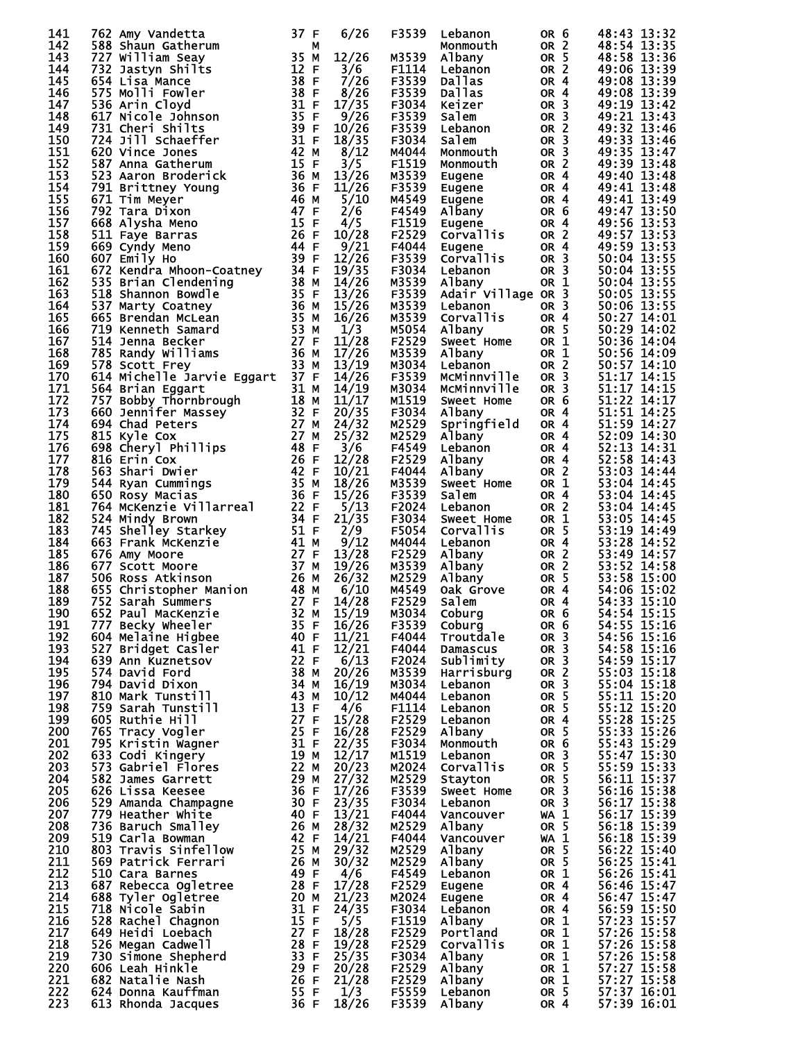| Place | Bib | Name | Age | Sex | Div Place | Division | City | State | Team | Time | Pace |
|---|---|---|---|---|---|---|---|---|---|---|---|
| 141 | 762 | Amy Vandetta | 37 | F | 6/26 | F3539 | Lebanon | OR | 6 | 48:43 | 13:32 |
| 142 | 588 | Shaun Gatherum | | M | | | Monmouth | OR | 2 | 48:54 | 13:35 |
| 143 | 727 | William Seay | 35 | M | 12/26 | M3539 | Albany | OR | 5 | 48:58 | 13:36 |
| 144 | 732 | Jastyn Shilts | 12 | F | 3/6 | F1114 | Lebanon | OR | 2 | 49:06 | 13:39 |
| 145 | 654 | Lisa Mance | 38 | F | 7/26 | F3539 | Dallas | OR | 4 | 49:08 | 13:39 |
| 146 | 575 | Molli Fowler | 38 | F | 8/26 | F3539 | Dallas | OR | 4 | 49:08 | 13:39 |
| 147 | 536 | Arin Cloyd | 31 | F | 17/35 | F3034 | Keizer | OR | 3 | 49:19 | 13:42 |
| 148 | 617 | Nicole Johnson | 35 | F | 9/26 | F3539 | Salem | OR | 3 | 49:21 | 13:43 |
| 149 | 731 | Cheri Shilts | 39 | F | 10/26 | F3539 | Lebanon | OR | 2 | 49:32 | 13:46 |
| 150 | 724 | Jill Schaeffer | 31 | F | 18/35 | F3034 | Salem | OR | 3 | 49:33 | 13:46 |
| 151 | 620 | Vince Jones | 42 | M | 8/12 | M4044 | Monmouth | OR | 3 | 49:35 | 13:47 |
| 152 | 587 | Anna Gatherum | 15 | F | 3/5 | F1519 | Monmouth | OR | 2 | 49:39 | 13:48 |
| 153 | 523 | Aaron Broderick | 36 | M | 13/26 | M3539 | Eugene | OR | 4 | 49:40 | 13:48 |
| 154 | 791 | Brittney Young | 36 | F | 11/26 | F3539 | Eugene | OR | 4 | 49:41 | 13:48 |
| 155 | 671 | Tim Meyer | 46 | M | 5/10 | M4549 | Eugene | OR | 4 | 49:41 | 13:49 |
| 156 | 792 | Tara Dixon | 47 | F | 2/6 | F4549 | Albany | OR | 6 | 49:47 | 13:50 |
| 157 | 668 | Alysha Meno | 15 | F | 4/5 | F1519 | Eugene | OR | 4 | 49:56 | 13:53 |
| 158 | 511 | Faye Barras | 26 | F | 10/28 | F2529 | Corvallis | OR | 2 | 49:57 | 13:53 |
| 159 | 669 | Cyndy Meno | 44 | F | 9/21 | F4044 | Eugene | OR | 4 | 49:59 | 13:53 |
| 160 | 607 | Emily Ho | 39 | F | 12/26 | F3539 | Corvallis | OR | 3 | 50:04 | 13:55 |
| 161 | 672 | Kendra Mhoon-Coatney | 34 | F | 19/35 | F3034 | Lebanon | OR | 3 | 50:04 | 13:55 |
| 162 | 535 | Brian Clendening | 38 | M | 14/26 | M3539 | Albany | OR | 1 | 50:04 | 13:55 |
| 163 | 518 | Shannon Bowdle | 35 | F | 13/26 | F3539 | Adair Village | OR | 3 | 50:05 | 13:55 |
| 164 | 537 | Marty Coatney | 36 | M | 15/26 | M3539 | Lebanon | OR | 3 | 50:06 | 13:55 |
| 165 | 665 | Brendan McLean | 35 | M | 16/26 | M3539 | Corvallis | OR | 4 | 50:27 | 14:01 |
| 166 | 719 | Kenneth Samard | 53 | M | 1/3 | M5054 | Albany | OR | 5 | 50:29 | 14:02 |
| 167 | 514 | Jenna Becker | 27 | F | 11/28 | F2529 | Sweet Home | OR | 1 | 50:36 | 14:04 |
| 168 | 785 | Randy Williams | 36 | M | 17/26 | M3539 | Albany | OR | 1 | 50:56 | 14:09 |
| 169 | 578 | Scott Frey | 33 | M | 13/19 | M3034 | Lebanon | OR | 2 | 50:57 | 14:10 |
| 170 | 614 | Michelle Jarvie Eggart | 37 | F | 14/26 | F3539 | McMinnville | OR | 3 | 51:17 | 14:15 |
| 171 | 564 | Brian Eggart | 31 | M | 14/19 | M3034 | McMinnville | OR | 3 | 51:17 | 14:15 |
| 172 | 757 | Bobby Thornbrough | 18 | M | 11/17 | M1519 | Sweet Home | OR | 6 | 51:22 | 14:17 |
| 173 | 660 | Jennifer Massey | 32 | F | 20/35 | F3034 | Albany | OR | 4 | 51:51 | 14:25 |
| 174 | 694 | Chad Peters | 27 | M | 24/32 | M2529 | Springfield | OR | 4 | 51:59 | 14:27 |
| 175 | 815 | Kyle Cox | 27 | M | 25/32 | M2529 | Albany | OR | 4 | 52:09 | 14:30 |
| 176 | 698 | Cheryl Phillips | 48 | F | 3/6 | F4549 | Lebanon | OR | 4 | 52:13 | 14:31 |
| 177 | 816 | Erin Cox | 26 | F | 12/28 | F2529 | Albany | OR | 4 | 52:58 | 14:43 |
| 178 | 563 | Shari Dwier | 42 | F | 10/21 | F4044 | Albany | OR | 2 | 53:03 | 14:44 |
| 179 | 544 | Ryan Cummings | 35 | M | 18/26 | M3539 | Sweet Home | OR | 1 | 53:04 | 14:45 |
| 180 | 650 | Rosy Macias | 36 | F | 15/26 | F3539 | Salem | OR | 4 | 53:04 | 14:45 |
| 181 | 764 | McKenzie Villarreal | 22 | F | 5/13 | F2024 | Lebanon | OR | 2 | 53:04 | 14:45 |
| 182 | 524 | Mindy Brown | 34 | F | 21/35 | F3034 | Sweet Home | OR | 1 | 53:05 | 14:45 |
| 183 | 745 | Shelley Starkey | 51 | F | 2/9 | F5054 | Corvallis | OR | 5 | 53:19 | 14:49 |
| 184 | 663 | Frank McKenzie | 41 | M | 9/12 | M4044 | Lebanon | OR | 4 | 53:28 | 14:52 |
| 185 | 676 | Amy Moore | 27 | F | 13/28 | F2529 | Albany | OR | 2 | 53:49 | 14:57 |
| 186 | 677 | Scott Moore | 37 | M | 19/26 | M3539 | Albany | OR | 2 | 53:52 | 14:58 |
| 187 | 506 | Ross Atkinson | 26 | M | 26/32 | M2529 | Albany | OR | 5 | 53:58 | 15:00 |
| 188 | 655 | Christopher Manion | 48 | M | 6/10 | M4549 | Oak Grove | OR | 4 | 54:06 | 15:02 |
| 189 | 752 | Sarah Summers | 27 | F | 14/28 | F2529 | Salem | OR | 4 | 54:33 | 15:10 |
| 190 | 652 | Paul MacKenzie | 32 | M | 15/19 | M3034 | Coburg | OR | 6 | 54:54 | 15:15 |
| 191 | 777 | Becky Wheeler | 35 | F | 16/26 | F3539 | Coburg | OR | 6 | 54:55 | 15:16 |
| 192 | 604 | Melaine Higbee | 40 | F | 11/21 | F4044 | Troutdale | OR | 3 | 54:56 | 15:16 |
| 193 | 527 | Bridget Casler | 41 | F | 12/21 | F4044 | Damascus | OR | 3 | 54:58 | 15:16 |
| 194 | 639 | Ann Kuznetsov | 22 | F | 6/13 | F2024 | Sublimity | OR | 3 | 54:59 | 15:17 |
| 195 | 574 | David Ford | 38 | M | 20/26 | M3539 | Harrisburg | OR | 2 | 55:03 | 15:18 |
| 196 | 794 | David Dixon | 34 | M | 16/19 | M3034 | Lebanon | OR | 3 | 55:04 | 15:18 |
| 197 | 810 | Mark Tunstill | 43 | M | 10/12 | M4044 | Lebanon | OR | 5 | 55:11 | 15:20 |
| 198 | 759 | Sarah Tunstill | 13 | F | 4/6 | F1114 | Lebanon | OR | 5 | 55:12 | 15:20 |
| 199 | 605 | Ruthie Hill | 27 | F | 15/28 | F2529 | Lebanon | OR | 4 | 55:28 | 15:25 |
| 200 | 765 | Tracy Vogler | 25 | F | 16/28 | F2529 | Albany | OR | 5 | 55:33 | 15:26 |
| 201 | 795 | Kristin Wagner | 31 | F | 22/35 | F3034 | Monmouth | OR | 6 | 55:43 | 15:29 |
| 202 | 633 | Codi Kingery | 19 | M | 12/17 | M1519 | Lebanon | OR | 3 | 55:47 | 15:30 |
| 203 | 573 | Gabriel Flores | 22 | M | 20/23 | M2024 | Corvallis | OR | 5 | 55:59 | 15:33 |
| 204 | 582 | James Garrett | 29 | M | 27/32 | M2529 | Stayton | OR | 5 | 56:11 | 15:37 |
| 205 | 626 | Lissa Keesee | 36 | F | 17/26 | F3539 | Sweet Home | OR | 3 | 56:16 | 15:38 |
| 206 | 529 | Amanda Champagne | 30 | F | 23/35 | F3034 | Lebanon | OR | 3 | 56:17 | 15:38 |
| 207 | 779 | Heather White | 40 | F | 13/21 | F4044 | Vancouver | WA | 1 | 56:17 | 15:39 |
| 208 | 736 | Baruch Smalley | 26 | M | 28/32 | M2529 | Albany | OR | 5 | 56:18 | 15:39 |
| 209 | 519 | Carla Bowman | 42 | F | 14/21 | F4044 | Vancouver | WA | 1 | 56:18 | 15:39 |
| 210 | 803 | Travis Sinfellow | 25 | M | 29/32 | M2529 | Albany | OR | 5 | 56:22 | 15:40 |
| 211 | 569 | Patrick Ferrari | 26 | M | 30/32 | M2529 | Albany | OR | 5 | 56:25 | 15:41 |
| 212 | 510 | Cara Barnes | 49 | F | 4/6 | F4549 | Lebanon | OR | 1 | 56:26 | 15:41 |
| 213 | 687 | Rebecca Ogletree | 28 | F | 17/28 | F2529 | Eugene | OR | 4 | 56:46 | 15:47 |
| 214 | 688 | Tyler Ogletree | 20 | M | 21/23 | M2024 | Eugene | OR | 4 | 56:47 | 15:47 |
| 215 | 718 | Nicole Sabin | 31 | F | 24/35 | F3034 | Lebanon | OR | 4 | 56:59 | 15:50 |
| 216 | 528 | Rachel Chagnon | 15 | F | 5/5 | F1519 | Albany | OR | 1 | 57:23 | 15:57 |
| 217 | 649 | Heidi Loebach | 27 | F | 18/28 | F2529 | Portland | OR | 1 | 57:26 | 15:58 |
| 218 | 526 | Megan Cadwell | 28 | F | 19/28 | F2529 | Corvallis | OR | 1 | 57:26 | 15:58 |
| 219 | 730 | Simone Shepherd | 33 | F | 25/35 | F3034 | Albany | OR | 1 | 57:26 | 15:58 |
| 220 | 606 | Leah Hinkle | 29 | F | 20/28 | F2529 | Albany | OR | 1 | 57:27 | 15:58 |
| 221 | 682 | Natalie Nash | 26 | F | 21/28 | F2529 | Albany | OR | 1 | 57:27 | 15:58 |
| 222 | 624 | Donna Kauffman | 55 | F | 1/3 | F5559 | Lebanon | OR | 5 | 57:37 | 16:01 |
| 223 | 613 | Rhonda Jacques | 36 | F | 18/26 | F3539 | Albany | OR | 4 | 57:39 | 16:01 |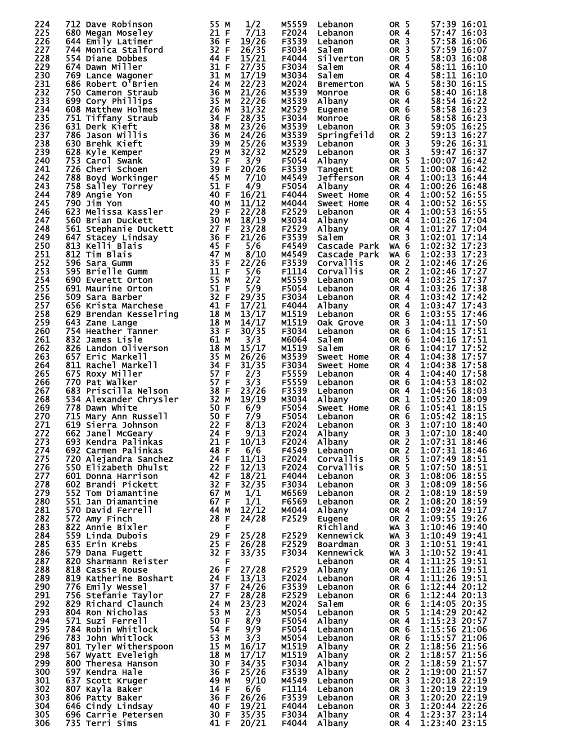| Place | Bib | Name | Age | Sex | Div Place | Division | City | State | Unk | Time | Pace |
|---|---|---|---|---|---|---|---|---|---|---|---|
| 224 | 712 | Dave Robinson | 55 | M | 1/2 | M5559 | Lebanon | OR | 5 | 57:39 | 16:01 |
| 225 | 680 | Megan Moseley | 21 | F | 7/13 | F2024 | Lebanon | OR | 4 | 57:47 | 16:03 |
| 226 | 644 | Emily Latimer | 36 | F | 19/26 | F3539 | Lebanon | OR | 3 | 57:58 | 16:06 |
| 227 | 744 | Monica Stalford | 32 | F | 26/35 | F3034 | Salem | OR | 3 | 57:59 | 16:07 |
| 228 | 554 | Diane Dobbes | 44 | F | 15/21 | F4044 | Silverton | OR | 5 | 58:03 | 16:08 |
| 229 | 674 | Dawn Miller | 31 | F | 27/35 | F3034 | Salem | OR | 4 | 58:11 | 16:10 |
| 230 | 769 | Lance Wagoner | 31 | M | 17/19 | M3034 | Salem | OR | 4 | 58:11 | 16:10 |
| 231 | 686 | Robert O'Brien | 24 | M | 22/23 | M2024 | Bremerton | WA | 5 | 58:30 | 16:15 |
| 232 | 750 | Cameron Straub | 36 | M | 21/26 | M3539 | Monroe | OR | 6 | 58:40 | 16:18 |
| 233 | 699 | Cory Phillips | 35 | M | 22/26 | M3539 | Albany | OR | 4 | 58:54 | 16:22 |
| 234 | 608 | Matthew Holmes | 26 | M | 31/32 | M2529 | Eugene | OR | 6 | 58:58 | 16:23 |
| 235 | 751 | Tiffany Straub | 34 | F | 28/35 | F3034 | Monroe | OR | 6 | 58:58 | 16:23 |
| 236 | 631 | Derk Kieft | 38 | M | 23/26 | M3539 | Lebanon | OR | 3 | 59:05 | 16:25 |
| 237 | 786 | Jason Willis | 36 | M | 24/26 | M3539 | Springfeild | OR | 2 | 59:13 | 16:27 |
| 238 | 630 | Brehk Kieft | 39 | M | 25/26 | M3539 | Lebanon | OR | 3 | 59:26 | 16:31 |
| 239 | 628 | Kyle Kemper | 29 | M | 32/32 | M2529 | Lebanon | OR | 3 | 59:47 | 16:37 |
| 240 | 753 | Carol Swank | 52 | F | 3/9 | F5054 | Albany | OR | 5 | 1:00:07 | 16:42 |
| 241 | 726 | Cheri Schoen | 39 | F | 20/26 | F3539 | Tangent | OR | 5 | 1:00:08 | 16:42 |
| 242 | 788 | Boyd Workinger | 45 | M | 7/10 | M4549 | Jefferson | OR | 4 | 1:00:13 | 16:44 |
| 243 | 758 | Salley Torrey | 51 | F | 4/9 | F5054 | Albany | OR | 4 | 1:00:26 | 16:48 |
| 244 | 789 | Angie Yon | 40 | F | 16/21 | F4044 | Sweet Home | OR | 4 | 1:00:52 | 16:55 |
| 245 | 790 | Jim Yon | 40 | M | 11/12 | M4044 | Sweet Home | OR | 4 | 1:00:52 | 16:55 |
| 246 | 623 | Melissa Kassler | 29 | F | 22/28 | F2529 | Lebanon | OR | 4 | 1:00:53 | 16:55 |
| 247 | 560 | Brian Duckett | 30 | M | 18/19 | M3034 | Albany | OR | 4 | 1:01:26 | 17:04 |
| 248 | 561 | Stephanie Duckett | 27 | F | 23/28 | F2529 | Albany | OR | 4 | 1:01:27 | 17:04 |
| 249 | 647 | Stacey Lindsay | 36 | F | 21/26 | F3539 | Salem | OR | 3 | 1:02:01 | 17:14 |
| 250 | 813 | Kelli Blais | 45 | F | 5/6 | F4549 | Cascade Park | WA | 6 | 1:02:32 | 17:23 |
| 251 | 812 | Tim Blais | 47 | M | 8/10 | M4549 | Cascade Park | WA | 6 | 1:02:33 | 17:23 |
| 252 | 596 | Sara Gumm | 35 | F | 22/26 | F3539 | Corvallis | OR | 2 | 1:02:46 | 17:26 |
| 253 | 595 | Brielle Gumm | 11 | F | 5/6 | F1114 | Corvallis | OR | 2 | 1:02:46 | 17:27 |
| 254 | 690 | Everett Orton | 55 | M | 2/2 | M5559 | Lebanon | OR | 4 | 1:03:25 | 17:37 |
| 255 | 691 | Maurine Orton | 51 | F | 5/9 | F5054 | Lebanon | OR | 4 | 1:03:26 | 17:38 |
| 256 | 509 | Sara Barber | 32 | F | 29/35 | F3034 | Lebanon | OR | 4 | 1:03:42 | 17:42 |
| 257 | 656 | Krista Marchese | 41 | F | 17/21 | F4044 | Albany | OR | 4 | 1:03:47 | 17:43 |
| 258 | 629 | Brendan Kesselring | 18 | M | 13/17 | M1519 | Lebanon | OR | 6 | 1:03:55 | 17:46 |
| 259 | 643 | Zane Lange | 18 | M | 14/17 | M1519 | Oak Grove | OR | 3 | 1:04:11 | 17:50 |
| 260 | 754 | Heather Tanner | 33 | F | 30/35 | F3034 | Lebanon | OR | 6 | 1:04:15 | 17:51 |
| 261 | 832 | James Lisle | 61 | M | 3/3 | M6064 | Salem | OR | 6 | 1:04:16 | 17:51 |
| 262 | 826 | Landon Oliverson | 18 | M | 15/17 | M1519 | Salem | OR | 6 | 1:04:17 | 17:52 |
| 263 | 657 | Eric Markell | 35 | M | 26/26 | M3539 | Sweet Home | OR | 4 | 1:04:38 | 17:57 |
| 264 | 811 | Rachel Markell | 34 | F | 31/35 | F3034 | Sweet Home | OR | 4 | 1:04:38 | 17:58 |
| 265 | 675 | Roxy Miller | 57 | F | 2/3 | F5559 | Lebanon | OR | 4 | 1:04:40 | 17:58 |
| 266 | 770 | Pat Walker | 57 | F | 3/3 | F5559 | Lebanon | OR | 6 | 1:04:53 | 18:02 |
| 267 | 683 | Priscilla Nelson | 38 | F | 23/26 | F3539 | Lebanon | OR | 4 | 1:04:56 | 18:03 |
| 268 | 534 | Alexander Chrysler | 32 | M | 19/19 | M3034 | Albany | OR | 1 | 1:05:20 | 18:09 |
| 269 | 778 | Dawn White | 50 | F | 6/9 | F5054 | Sweet Home | OR | 6 | 1:05:41 | 18:15 |
| 270 | 715 | Mary Ann Russell | 50 | F | 7/9 | F5054 | Lebanon | OR | 6 | 1:05:42 | 18:15 |
| 271 | 619 | Sierra Johnson | 22 | F | 8/13 | F2024 | Lebanon | OR | 3 | 1:07:10 | 18:40 |
| 272 | 662 | Janel McGeary | 24 | F | 9/13 | F2024 | Albany | OR | 3 | 1:07:10 | 18:40 |
| 273 | 693 | Kendra Palinkas | 21 | F | 10/13 | F2024 | Albany | OR | 2 | 1:07:31 | 18:46 |
| 274 | 692 | Carmen Palinkas | 48 | F | 6/6 | F4549 | Lebanon | OR | 2 | 1:07:31 | 18:46 |
| 275 | 720 | Alejandra Sanchez | 24 | F | 11/13 | F2024 | Corvallis | OR | 5 | 1:07:49 | 18:51 |
| 276 | 550 | Elizabeth Dhulst | 22 | F | 12/13 | F2024 | Corvallis | OR | 5 | 1:07:50 | 18:51 |
| 277 | 601 | Donna Harrison | 42 | F | 18/21 | F4044 | Lebanon | OR | 3 | 1:08:06 | 18:55 |
| 278 | 602 | Brandi Pickett | 32 | F | 32/35 | F3034 | Lebanon | OR | 3 | 1:08:09 | 18:56 |
| 279 | 552 | Tom Diamantine | 67 | M | 1/1 | M6569 | Lebanon | OR | 2 | 1:08:19 | 18:59 |
| 280 | 551 | Jan Diamantine | 67 | F | 1/1 | F6569 | Lebanon | OR | 2 | 1:08:20 | 18:59 |
| 281 | 570 | David Ferrell | 44 | M | 12/12 | M4044 | Albany | OR | 4 | 1:09:24 | 19:17 |
| 282 | 572 | Amy Finch | 28 | F | 24/28 | F2529 | Eugene | OR | 2 | 1:09:55 | 19:26 |
| 283 | 822 | Annie Bixler | | F | | | Richland | WA | 3 | 1:10:46 | 19:40 |
| 284 | 559 | Linda Dubois | 29 | F | 25/28 | F2529 | Kennewick | WA | 3 | 1:10:49 | 19:41 |
| 285 | 635 | Erin Krebs | 25 | F | 26/28 | F2529 | Boardman | OR | 3 | 1:10:51 | 19:41 |
| 286 | 579 | Dana Fugett | 32 | F | 33/35 | F3034 | Kennewick | WA | 3 | 1:10:52 | 19:41 |
| 287 | 820 | Sharmann Reister | | F | | | Lebanon | OR | 4 | 1:11:25 | 19:51 |
| 288 | 818 | Cassie Rouse | 26 | F | 27/28 | F2529 | Albany | OR | 4 | 1:11:26 | 19:51 |
| 289 | 819 | Katherine Boshart | 24 | F | 13/13 | F2024 | Lebanon | OR | 4 | 1:11:26 | 19:51 |
| 290 | 776 | Emily Wessel | 37 | F | 24/26 | F3539 | Lebanon | OR | 6 | 1:12:44 | 20:12 |
| 291 | 756 | Stefanie Taylor | 27 | F | 28/28 | F2529 | Lebanon | OR | 6 | 1:12:44 | 20:13 |
| 292 | 829 | Richard Claunch | 24 | M | 23/23 | M2024 | Salem | OR | 6 | 1:14:05 | 20:35 |
| 293 | 804 | Ron Nicholas | 53 | M | 2/3 | M5054 | Lebanon | OR | 5 | 1:14:29 | 20:42 |
| 294 | 571 | Suzi Ferrell | 50 | F | 8/9 | F5054 | Albany | OR | 4 | 1:15:23 | 20:57 |
| 295 | 784 | Robin Whitlock | 54 | F | 9/9 | F5054 | Lebanon | OR | 6 | 1:15:56 | 21:06 |
| 296 | 783 | John Whitlock | 53 | M | 3/3 | M5054 | Lebanon | OR | 6 | 1:15:57 | 21:06 |
| 297 | 801 | Tyler Witherspoon | 15 | M | 16/17 | M1519 | Albany | OR | 2 | 1:18:56 | 21:56 |
| 298 | 567 | Wyatt Eveleigh | 18 | M | 17/17 | M1519 | Albany | OR | 2 | 1:18:57 | 21:56 |
| 299 | 800 | Theresa Hanson | 30 | F | 34/35 | F3034 | Albany | OR | 2 | 1:18:59 | 21:57 |
| 300 | 597 | Kendra Hale | 36 | F | 25/26 | F3539 | Albany | OR | 2 | 1:19:00 | 21:57 |
| 301 | 637 | Scott Kruger | 49 | M | 9/10 | M4549 | Lebanon | OR | 3 | 1:20:18 | 22:19 |
| 302 | 807 | Kayla Baker | 14 | F | 6/6 | F1114 | Lebanon | OR | 3 | 1:20:19 | 22:19 |
| 303 | 806 | Patty Baker | 36 | F | 26/26 | F3539 | Lebanon | OR | 3 | 1:20:20 | 22:19 |
| 304 | 646 | Cindy Lindsay | 40 | F | 19/21 | F4044 | Lebanon | OR | 3 | 1:20:44 | 22:26 |
| 305 | 696 | Carrie Petersen | 30 | F | 35/35 | F3034 | Albany | OR | 4 | 1:23:37 | 23:14 |
| 306 | 735 | Terri Sims | 41 | F | 20/21 | F4044 | Albany | OR | 4 | 1:23:40 | 23:15 |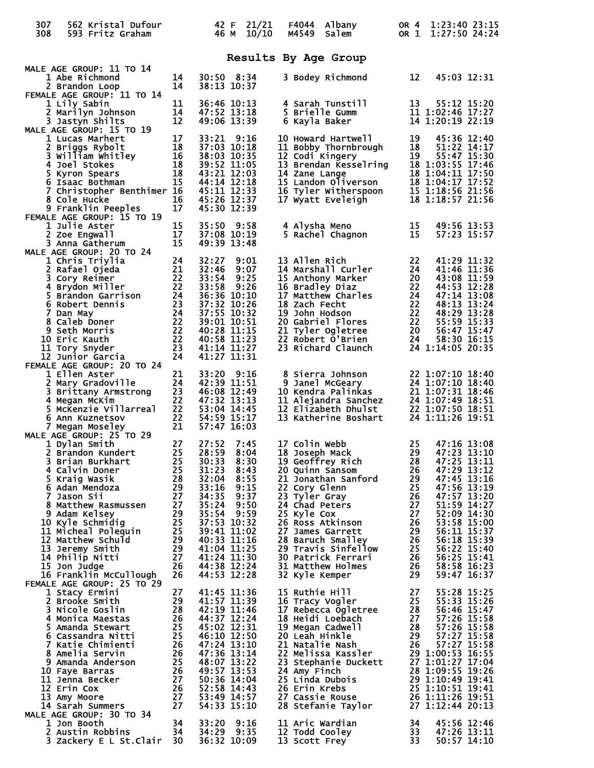| | | | | | | | | |
|---|---|---|---|---|---|---|---|---|
| 307 | 562 Kristal Dufour | 42 | F | 21/21 | F4044 | Albany | OR 4 | 1:23:40 23:15 |
| 308 | 593 Fritz Graham | 46 | M | 10/10 | M4549 | Salem | OR 1 | 1:27:50 24:24 |

## Results By Age Group

**MALE AGE GROUP: 11 TO 14**

| Place | Name | Age | Time | Pace |
|---|---|---|---|---|
| 1 | Abe Richmond | 14 | 30:50 | 8:34 |
| 2 | Brandon Loop | 14 | 38:13 | 10:37 |
| 3 | Bodey Richmond | 12 | 45:03 | 12:31 |

**FEMALE AGE GROUP: 11 TO 14**

| Place | Name | Age | Time | Pace |
|---|---|---|---|---|
| 1 | Lily Sabin | 11 | 36:46 | 10:13 |
| 2 | Marilyn Johnson | 14 | 47:52 | 13:18 |
| 3 | Jastyn Shilts | 12 | 49:06 | 13:39 |
| 4 | Sarah Tunstill | 13 | 55:12 | 15:20 |
| 5 | Brielle Gumm | 11 | 1:02:46 | 17:27 |
| 6 | Kayla Baker | 14 | 1:20:19 | 22:19 |

**MALE AGE GROUP: 15 TO 19**

| Place | Name | Age | Time | Pace |
|---|---|---|---|---|
| 1 | Lucas Marhert | 17 | 33:21 | 9:16 |
| 2 | Briggs Rybolt | 18 | 37:03 | 10:18 |
| 3 | William Whitley | 16 | 38:03 | 10:35 |
| 4 | Joel Stokes | 18 | 39:52 | 11:05 |
| 5 | Kyron Spears | 18 | 43:21 | 12:03 |
| 6 | Isaac Bothman | 15 | 44:14 | 12:18 |
| 7 | Christopher Benthimer | 16 | 45:11 | 12:33 |
| 8 | Cole Hucke | 16 | 45:26 | 12:37 |
| 9 | Franklin Peeples | 17 | 45:30 | 12:39 |
| 10 | Howard Hartwell | 19 | 45:36 | 12:40 |
| 11 | Bobby Thornbrough | 18 | 51:22 | 14:17 |
| 12 | Codi Kingery | 19 | 55:47 | 15:30 |
| 13 | Brendan Kesselring | 18 | 1:03:55 | 17:46 |
| 14 | Zane Lange | 18 | 1:04:11 | 17:50 |
| 15 | Landon Oliverson | 18 | 1:04:17 | 17:52 |
| 16 | Tyler Witherspoon | 15 | 1:18:56 | 21:56 |
| 17 | Wyatt Eveleigh | 18 | 1:18:57 | 21:56 |

**FEMALE AGE GROUP: 15 TO 19**

| Place | Name | Age | Time | Pace |
|---|---|---|---|---|
| 1 | Julie Aster | 15 | 35:50 | 9:58 |
| 2 | Zoe Engwall | 17 | 37:08 | 10:19 |
| 3 | Anna Gatherum | 15 | 49:39 | 13:48 |
| 4 | Alysha Meno | 15 | 49:56 | 13:53 |
| 5 | Rachel Chagnon | 15 | 57:23 | 15:57 |

**MALE AGE GROUP: 20 TO 24**

| Place | Name | Age | Time | Pace |
|---|---|---|---|---|
| 1 | Chris Triylia | 24 | 32:27 | 9:01 |
| 2 | Rafael Ojeda | 21 | 32:46 | 9:07 |
| 3 | Cory Reimer | 22 | 33:54 | 9:25 |
| 4 | Brydon Miller | 22 | 33:58 | 9:26 |
| 5 | Brandon Garrison | 24 | 36:36 | 10:10 |
| 6 | Robert Dennis | 23 | 37:32 | 10:26 |
| 7 | Dan May | 24 | 37:55 | 10:32 |
| 8 | Caleb Doner | 22 | 39:01 | 10:51 |
| 9 | Seth Morris | 22 | 40:28 | 11:15 |
| 10 | Eric Kauth | 22 | 40:58 | 11:23 |
| 11 | Tory Snyder | 23 | 41:14 | 11:27 |
| 12 | Junior Garcia | 24 | 41:27 | 11:31 |
| 13 | Allen Rich | 22 | 41:29 | 11:32 |
| 14 | Marshall Curler | 24 | 41:46 | 11:36 |
| 15 | Anthony Marker | 20 | 43:08 | 11:59 |
| 16 | Bradley Diaz | 22 | 44:53 | 12:28 |
| 17 | Matthew Charles | 24 | 47:14 | 13:08 |
| 18 | Zach Fecht | 22 | 48:13 | 13:24 |
| 19 | John Hodson | 22 | 48:29 | 13:28 |
| 20 | Gabriel Flores | 22 | 55:59 | 15:33 |
| 21 | Tyler Ogletree | 20 | 56:47 | 15:47 |
| 22 | Robert O'Brien | 24 | 58:30 | 16:15 |
| 23 | Richard Claunch | 24 | 1:14:05 | 20:35 |

**FEMALE AGE GROUP: 20 TO 24**

| Place | Name | Age | Time | Pace |
|---|---|---|---|---|
| 1 | Ellen Aster | 21 | 33:20 | 9:16 |
| 2 | Mary Gradoville | 24 | 42:39 | 11:51 |
| 3 | Brittany Armstrong | 23 | 46:08 | 12:49 |
| 4 | Megan McKim | 22 | 47:32 | 13:13 |
| 5 | McKenzie Villarreal | 22 | 53:04 | 14:45 |
| 6 | Ann Kuznetsov | 22 | 54:59 | 15:17 |
| 7 | Megan Moseley | 21 | 57:47 | 16:03 |
| 8 | Sierra Johnson | 22 | 1:07:10 | 18:40 |
| 9 | Janel McGeary | 24 | 1:07:10 | 18:40 |
| 10 | Kendra Palinkas | 21 | 1:07:31 | 18:46 |
| 11 | Alejandra Sanchez | 24 | 1:07:49 | 18:51 |
| 12 | Elizabeth Dhulst | 22 | 1:07:50 | 18:51 |
| 13 | Katherine Boshart | 24 | 1:11:26 | 19:51 |

**MALE AGE GROUP: 25 TO 29**

| Place | Name | Age | Time | Pace |
|---|---|---|---|---|
| 1 | Dylan Smith | 27 | 27:52 | 7:45 |
| 2 | Brandon Kundert | 25 | 28:59 | 8:04 |
| 3 | Brian Burkhart | 25 | 30:33 | 8:30 |
| 4 | Calvin Doner | 25 | 31:23 | 8:43 |
| 5 | Kraig Wasik | 28 | 32:04 | 8:55 |
| 6 | Adan Mendoza | 29 | 33:16 | 9:15 |
| 7 | Jason Sii | 27 | 34:35 | 9:37 |
| 8 | Matthew Rasmussen | 27 | 35:24 | 9:50 |
| 9 | Adam Kelsey | 29 | 35:54 | 9:59 |
| 10 | Kyle Schmidig | 25 | 37:53 | 10:32 |
| 11 | Micheal Polequin | 25 | 39:41 | 11:02 |
| 12 | Matthew Schuld | 29 | 40:33 | 11:16 |
| 13 | Jeremy Smith | 29 | 41:04 | 11:25 |
| 14 | Philip Nitti | 27 | 41:24 | 11:30 |
| 15 | Jon Judge | 26 | 44:38 | 12:24 |
| 16 | Franklin McCullough | 26 | 44:53 | 12:28 |
| 17 | Colin Webb | 25 | 47:16 | 13:08 |
| 18 | Joseph Mack | 29 | 47:23 | 13:10 |
| 19 | Geoffrey Rich | 28 | 47:25 | 13:11 |
| 20 | Quinn Sansom | 26 | 47:29 | 13:12 |
| 21 | Jonathan Sanford | 29 | 47:45 | 13:16 |
| 22 | Cory Glenn | 25 | 47:56 | 13:19 |
| 23 | Tyler Gray | 26 | 47:57 | 13:20 |
| 24 | Chad Peters | 27 | 51:59 | 14:27 |
| 25 | Kyle Cox | 27 | 52:09 | 14:30 |
| 26 | Ross Atkinson | 26 | 53:58 | 15:00 |
| 27 | James Garrett | 29 | 56:11 | 15:37 |
| 28 | Baruch Smalley | 26 | 56:18 | 15:39 |
| 29 | Travis Sinfellow | 25 | 56:22 | 15:40 |
| 30 | Patrick Ferrari | 26 | 56:25 | 15:41 |
| 31 | Matthew Holmes | 26 | 58:58 | 16:23 |
| 32 | Kyle Kemper | 29 | 59:47 | 16:37 |

**FEMALE AGE GROUP: 25 TO 29**

| Place | Name | Age | Time | Pace |
|---|---|---|---|---|
| 1 | Stacy Ermini | 27 | 41:45 | 11:36 |
| 2 | Brooke Smith | 29 | 41:57 | 11:39 |
| 3 | Nicole Goslin | 28 | 42:19 | 11:46 |
| 4 | Monica Maestas | 26 | 44:37 | 12:24 |
| 5 | Amanda Stewart | 25 | 45:02 | 12:31 |
| 6 | Cassandra Nitti | 25 | 46:10 | 12:50 |
| 7 | Katie Chimienti | 26 | 47:24 | 13:10 |
| 8 | Amelia Servin | 26 | 47:36 | 13:14 |
| 9 | Amanda Anderson | 25 | 48:07 | 13:22 |
| 10 | Faye Barras | 26 | 49:57 | 13:53 |
| 11 | Jenna Becker | 27 | 50:36 | 14:04 |
| 12 | Erin Cox | 26 | 52:58 | 14:43 |
| 13 | Amy Moore | 27 | 53:49 | 14:57 |
| 14 | Sarah Summers | 27 | 54:33 | 15:10 |
| 15 | Ruthie Hill | 27 | 55:28 | 15:25 |
| 16 | Tracy Vogler | 25 | 55:33 | 15:26 |
| 17 | Rebecca Ogletree | 28 | 56:46 | 15:47 |
| 18 | Heidi Loebach | 27 | 57:26 | 15:58 |
| 19 | Megan Cadwell | 28 | 57:26 | 15:58 |
| 20 | Leah Hinkle | 29 | 57:27 | 15:58 |
| 21 | Natalie Nash | 26 | 57:27 | 15:58 |
| 22 | Melissa Kassler | 29 | 1:00:53 | 16:55 |
| 23 | Stephanie Duckett | 27 | 1:01:27 | 17:04 |
| 24 | Amy Finch | 28 | 1:09:55 | 19:26 |
| 25 | Linda Dubois | 29 | 1:10:49 | 19:41 |
| 26 | Erin Krebs | 25 | 1:10:51 | 19:41 |
| 27 | Cassie Rouse | 26 | 1:11:26 | 19:51 |
| 28 | Stefanie Taylor | 27 | 1:12:44 | 20:13 |

**MALE AGE GROUP: 30 TO 34**

| Place | Name | Age | Time | Pace |
|---|---|---|---|---|
| 1 | Jon Booth | 34 | 33:20 | 9:16 |
| 2 | Austin Robbins | 34 | 34:29 | 9:35 |
| 3 | Zackery E L St.Clair | 30 | 36:32 | 10:09 |
| 11 | Aric Wardian | 34 | 45:56 | 12:46 |
| 12 | Todd Cooley | 33 | 47:26 | 13:11 |
| 13 | Scott Frey | 33 | 50:57 | 14:10 |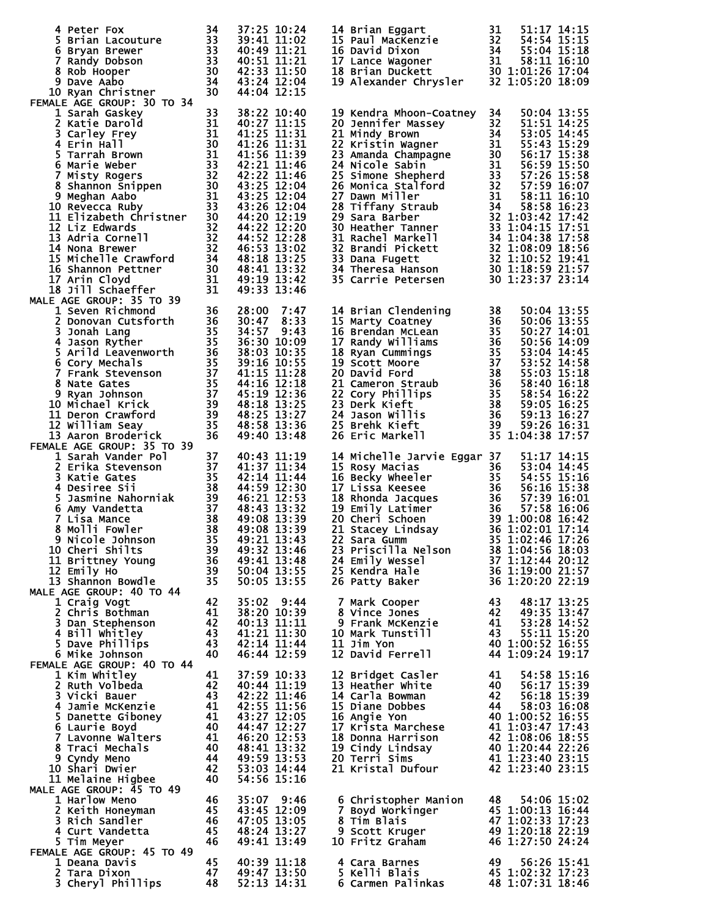| Place | Name | Age | Time | Pace |
|---|---|---|---|---|
| 4 | Peter Fox | 34 | 37:25 | 10:24 |
| 5 | Brian Lacouture | 33 | 39:41 | 11:02 |
| 6 | Bryan Brewer | 33 | 40:49 | 11:21 |
| 7 | Randy Dobson | 33 | 40:51 | 11:21 |
| 8 | Rob Hooper | 30 | 42:33 | 11:50 |
| 9 | Dave Aabo | 34 | 43:24 | 12:04 |
| 10 | Ryan Christner | 30 | 44:04 | 12:15 |
| 14 | Brian Eggart | 31 | 51:17 | 14:15 |
| 15 | Paul MacKenzie | 32 | 54:54 | 15:15 |
| 16 | David Dixon | 34 | 55:04 | 15:18 |
| 17 | Lance Wagoner | 31 | 58:11 | 16:10 |
| 18 | Brian Duckett | 30 | 1:01:26 | 17:04 |
| 19 | Alexander Chrysler | 32 | 1:05:20 | 18:09 |

FEMALE AGE GROUP: 30 TO 34

| Place | Name | Age | Time | Pace |
|---|---|---|---|---|
| 1 | Sarah Gaskey | 33 | 38:22 | 10:40 |
| 2 | Katie Darold | 31 | 40:27 | 11:15 |
| 3 | Carley Frey | 31 | 41:25 | 11:31 |
| 4 | Erin Hall | 30 | 41:26 | 11:31 |
| 5 | Tarrah Brown | 31 | 41:56 | 11:39 |
| 6 | Marie Weber | 33 | 42:21 | 11:46 |
| 7 | Misty Rogers | 32 | 42:22 | 11:46 |
| 8 | Shannon Snippen | 30 | 43:25 | 12:04 |
| 9 | Meghan Aabo | 31 | 43:25 | 12:04 |
| 10 | Revecca Ruby | 33 | 43:26 | 12:04 |
| 11 | Elizabeth Christner | 30 | 44:20 | 12:19 |
| 12 | Liz Edwards | 32 | 44:22 | 12:20 |
| 13 | Adria Cornell | 32 | 44:52 | 12:28 |
| 14 | Nona Brewer | 32 | 46:53 | 13:02 |
| 15 | Michelle Crawford | 34 | 48:18 | 13:25 |
| 16 | Shannon Pettner | 30 | 48:41 | 13:32 |
| 17 | Arin Cloyd | 31 | 49:19 | 13:42 |
| 18 | Jill Schaeffer | 31 | 49:33 | 13:46 |
| 19 | Kendra Mhoon-Coatney | 34 | 50:04 | 13:55 |
| 20 | Jennifer Massey | 32 | 51:51 | 14:25 |
| 21 | Mindy Brown | 34 | 53:05 | 14:45 |
| 22 | Kristin Wagner | 31 | 55:43 | 15:29 |
| 23 | Amanda Champagne | 30 | 56:17 | 15:38 |
| 24 | Nicole Sabin | 31 | 56:59 | 15:50 |
| 25 | Simone Shepherd | 33 | 57:26 | 15:58 |
| 26 | Monica Stalford | 32 | 57:59 | 16:07 |
| 27 | Dawn Miller | 31 | 58:11 | 16:10 |
| 28 | Tiffany Straub | 34 | 58:58 | 16:23 |
| 29 | Sara Barber | 32 | 1:03:42 | 17:42 |
| 30 | Heather Tanner | 33 | 1:04:15 | 17:51 |
| 31 | Rachel Markell | 34 | 1:04:38 | 17:58 |
| 32 | Brandi Pickett | 32 | 1:08:09 | 18:56 |
| 33 | Dana Fugett | 32 | 1:10:52 | 19:41 |
| 34 | Theresa Hanson | 30 | 1:18:59 | 21:57 |
| 35 | Carrie Petersen | 30 | 1:23:37 | 23:14 |

MALE AGE GROUP: 35 TO 39

| Place | Name | Age | Time | Pace |
|---|---|---|---|---|
| 1 | Seven Richmond | 36 | 28:00 | 7:47 |
| 2 | Donovan Cutsforth | 36 | 30:47 | 8:33 |
| 3 | Jonah Lang | 35 | 34:57 | 9:43 |
| 4 | Jason Ryther | 35 | 36:30 | 10:09 |
| 5 | Arild Leavenworth | 36 | 38:03 | 10:35 |
| 6 | Cory Mechals | 35 | 39:16 | 10:55 |
| 7 | Frank Stevenson | 37 | 41:15 | 11:28 |
| 8 | Nate Gates | 35 | 44:16 | 12:18 |
| 9 | Ryan Johnson | 37 | 45:19 | 12:36 |
| 10 | Michael Krick | 39 | 48:18 | 13:25 |
| 11 | Deron Crawford | 39 | 48:25 | 13:27 |
| 12 | William Seay | 35 | 48:58 | 13:36 |
| 13 | Aaron Broderick | 36 | 49:40 | 13:48 |
| 14 | Brian Clendening | 38 | 50:04 | 13:55 |
| 15 | Marty Coatney | 36 | 50:06 | 13:55 |
| 16 | Brendan McLean | 35 | 50:27 | 14:01 |
| 17 | Randy Williams | 36 | 50:56 | 14:09 |
| 18 | Ryan Cummings | 35 | 53:04 | 14:45 |
| 19 | Scott Moore | 37 | 53:52 | 14:58 |
| 20 | David Ford | 38 | 55:03 | 15:18 |
| 21 | Cameron Straub | 36 | 58:40 | 16:18 |
| 22 | Cory Phillips | 35 | 58:54 | 16:22 |
| 23 | Derk Kieft | 38 | 59:05 | 16:25 |
| 24 | Jason Willis | 36 | 59:13 | 16:27 |
| 25 | Brehk Kieft | 39 | 59:26 | 16:31 |
| 26 | Eric Markell | 35 | 1:04:38 | 17:57 |

FEMALE AGE GROUP: 35 TO 39

| Place | Name | Age | Time | Pace |
|---|---|---|---|---|
| 1 | Sarah Vander Pol | 37 | 40:43 | 11:19 |
| 2 | Erika Stevenson | 37 | 41:37 | 11:34 |
| 3 | Katie Gates | 35 | 42:14 | 11:44 |
| 4 | Desiree Sii | 38 | 44:59 | 12:30 |
| 5 | Jasmine Nahorniak | 39 | 46:21 | 12:53 |
| 6 | Amy Vandetta | 37 | 48:43 | 13:32 |
| 7 | Lisa Mance | 38 | 49:08 | 13:39 |
| 8 | Molli Fowler | 38 | 49:08 | 13:39 |
| 9 | Nicole Johnson | 35 | 49:21 | 13:43 |
| 10 | Cheri Shilts | 39 | 49:32 | 13:46 |
| 11 | Brittney Young | 36 | 49:41 | 13:48 |
| 12 | Emily Ho | 39 | 50:04 | 13:55 |
| 13 | Shannon Bowdle | 35 | 50:05 | 13:55 |
| 14 | Michelle Jarvie Eggar | 37 | 51:17 | 14:15 |
| 15 | Rosy Macias | 36 | 53:04 | 14:45 |
| 16 | Becky Wheeler | 35 | 54:55 | 15:16 |
| 17 | Lissa Keesee | 36 | 56:16 | 15:38 |
| 18 | Rhonda Jacques | 36 | 57:39 | 16:01 |
| 19 | Emily Latimer | 36 | 57:58 | 16:06 |
| 20 | Cheri Schoen | 39 | 1:00:08 | 16:42 |
| 21 | Stacey Lindsay | 36 | 1:02:01 | 17:14 |
| 22 | Sara Gumm | 35 | 1:02:46 | 17:26 |
| 23 | Priscilla Nelson | 38 | 1:04:56 | 18:03 |
| 24 | Emily Wessel | 37 | 1:12:44 | 20:12 |
| 25 | Kendra Hale | 36 | 1:19:00 | 21:57 |
| 26 | Patty Baker | 36 | 1:20:20 | 22:19 |

MALE AGE GROUP: 40 TO 44

| Place | Name | Age | Time | Pace |
|---|---|---|---|---|
| 1 | Craig Vogt | 42 | 35:02 | 9:44 |
| 2 | Chris Bothman | 41 | 38:20 | 10:39 |
| 3 | Dan Stephenson | 42 | 40:13 | 11:11 |
| 4 | Bill Whitley | 43 | 41:21 | 11:30 |
| 5 | Dave Phillips | 43 | 42:14 | 11:44 |
| 6 | Mike Johnson | 40 | 46:44 | 12:59 |
| 7 | Mark Cooper | 43 | 48:17 | 13:25 |
| 8 | Vince Jones | 42 | 49:35 | 13:47 |
| 9 | Frank McKenzie | 41 | 53:28 | 14:52 |
| 10 | Mark Tunstill | 43 | 55:11 | 15:20 |
| 11 | Jim Yon | 40 | 1:00:52 | 16:55 |
| 12 | David Ferrell | 44 | 1:09:24 | 19:17 |

FEMALE AGE GROUP: 40 TO 44

| Place | Name | Age | Time | Pace |
|---|---|---|---|---|
| 1 | Kim Whitley | 41 | 37:59 | 10:33 |
| 2 | Ruth Volbeda | 42 | 40:44 | 11:19 |
| 3 | Vicki Bauer | 43 | 42:22 | 11:46 |
| 4 | Jamie McKenzie | 41 | 42:55 | 11:56 |
| 5 | Danette Giboney | 41 | 43:27 | 12:05 |
| 6 | Laurie Boyd | 40 | 44:47 | 12:27 |
| 7 | Lavonne Walters | 41 | 46:20 | 12:53 |
| 8 | Traci Mechals | 40 | 48:41 | 13:32 |
| 9 | Cyndy Meno | 44 | 49:59 | 13:53 |
| 10 | Shari Dwier | 42 | 53:03 | 14:44 |
| 11 | Melaine Higbee | 40 | 54:56 | 15:16 |
| 12 | Bridget Casler | 41 | 54:58 | 15:16 |
| 13 | Heather White | 40 | 56:17 | 15:39 |
| 14 | Carla Bowman | 42 | 56:18 | 15:39 |
| 15 | Diane Dobbes | 44 | 58:03 | 16:08 |
| 16 | Angie Yon | 40 | 1:00:52 | 16:55 |
| 17 | Krista Marchese | 41 | 1:03:47 | 17:43 |
| 18 | Donna Harrison | 42 | 1:08:06 | 18:55 |
| 19 | Cindy Lindsay | 40 | 1:20:44 | 22:26 |
| 20 | Terri Sims | 41 | 1:23:40 | 23:15 |
| 21 | Kristal Dufour | 42 | 1:23:40 | 23:15 |

MALE AGE GROUP: 45 TO 49

| Place | Name | Age | Time | Pace |
|---|---|---|---|---|
| 1 | Harlow Meno | 46 | 35:07 | 9:46 |
| 2 | Keith Honeyman | 45 | 43:45 | 12:09 |
| 3 | Rich Sandler | 46 | 47:05 | 13:05 |
| 4 | Curt Vandetta | 45 | 48:24 | 13:27 |
| 5 | Tim Meyer | 46 | 49:41 | 13:49 |
| 6 | Christopher Manion | 48 | 54:06 | 15:02 |
| 7 | Boyd Workinger | 45 | 1:00:13 | 16:44 |
| 8 | Tim Blais | 47 | 1:02:33 | 17:23 |
| 9 | Scott Kruger | 49 | 1:20:18 | 22:19 |
| 10 | Fritz Graham | 46 | 1:27:50 | 24:24 |

FEMALE AGE GROUP: 45 TO 49

| Place | Name | Age | Time | Pace |
|---|---|---|---|---|
| 1 | Deana Davis | 45 | 40:39 | 11:18 |
| 2 | Tara Dixon | 47 | 49:47 | 13:50 |
| 3 | Cheryl Phillips | 48 | 52:13 | 14:31 |
| 4 | Cara Barnes | 49 | 56:26 | 15:41 |
| 5 | Kelli Blais | 45 | 1:02:32 | 17:23 |
| 6 | Carmen Palinkas | 48 | 1:07:31 | 18:46 |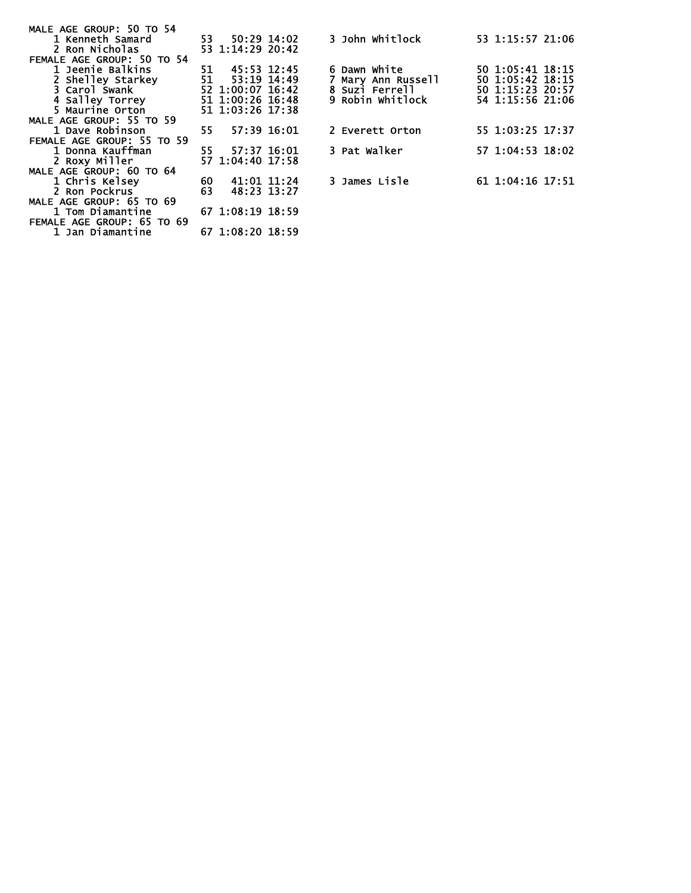MALE AGE GROUP: 50 TO 54

| | | | | | | | | |
|---|---|---|---|---|---|---|---|---|
| 1 Kenneth Samard | 53 | 50:29 | 14:02 | | 3 John Whitlock | 53 | 1:15:57 | 21:06 |
| 2 Ron Nicholas | 53 | 1:14:29 | 20:42 | | | | | |

FEMALE AGE GROUP: 50 TO 54

| | | | | | | | | |
|---|---|---|---|---|---|---|---|---|
| 1 Jeenie Balkins | 51 | 45:53 | 12:45 | | 6 Dawn White | 50 | 1:05:41 | 18:15 |
| 2 Shelley Starkey | 51 | 53:19 | 14:49 | | 7 Mary Ann Russell | 50 | 1:05:42 | 18:15 |
| 3 Carol Swank | 52 | 1:00:07 | 16:42 | | 8 Suzi Ferrell | 50 | 1:15:23 | 20:57 |
| 4 Salley Torrey | 51 | 1:00:26 | 16:48 | | 9 Robin Whitlock | 54 | 1:15:56 | 21:06 |
| 5 Maurine Orton | 51 | 1:03:26 | 17:38 | | | | | |

MALE AGE GROUP: 55 TO 59

| | | | | | | | | |
|---|---|---|---|---|---|---|---|---|
| 1 Dave Robinson | 55 | 57:39 | 16:01 | | 2 Everett Orton | 55 | 1:03:25 | 17:37 |

FEMALE AGE GROUP: 55 TO 59

| | | | | | | | | |
|---|---|---|---|---|---|---|---|---|
| 1 Donna Kauffman | 55 | 57:37 | 16:01 | | 3 Pat Walker | 57 | 1:04:53 | 18:02 |
| 2 Roxy Miller | 57 | 1:04:40 | 17:58 | | | | | |

MALE AGE GROUP: 60 TO 64

| | | | | | | | | |
|---|---|---|---|---|---|---|---|---|
| 1 Chris Kelsey | 60 | 41:01 | 11:24 | | 3 James Lisle | 61 | 1:04:16 | 17:51 |
| 2 Ron Pockrus | 63 | 48:23 | 13:27 | | | | | |

MALE AGE GROUP: 65 TO 69

| | | | |
|---|---|---|---|
| 1 Tom Diamantine | 67 | 1:08:19 | 18:59 |

FEMALE AGE GROUP: 65 TO 69

| | | | |
|---|---|---|---|
| 1 Jan Diamantine | 67 | 1:08:20 | 18:59 |